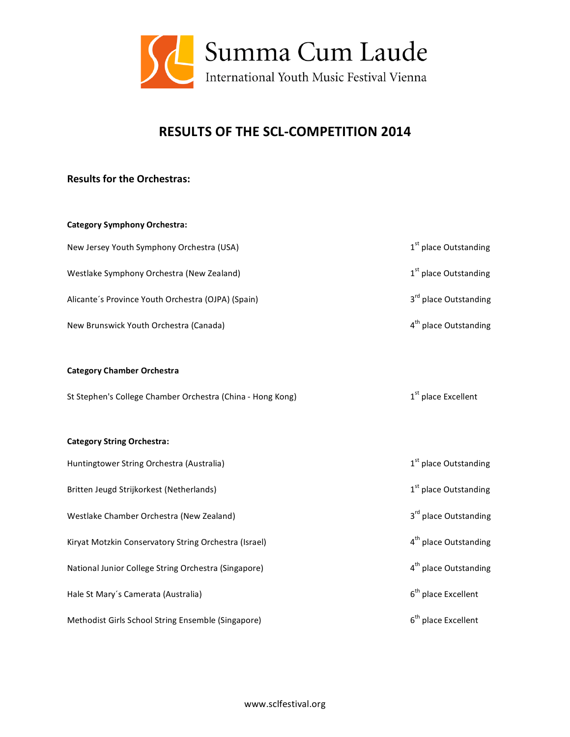Summa Cum Laude

International Youth Music Festival Vienna

# RESULTS OF THE SCL-COMPETITION 2014

## Results for the Orchestras:

### Category Symphony Orchestra:

| | |
|---|---|
| New Jersey Youth Symphony Orchestra (USA) | 1st place Outstanding |
| Westlake Symphony Orchestra (New Zealand) | 1st place Outstanding |
| Alicante´s Province Youth Orchestra (OJPA) (Spain) | 3rd place Outstanding |
| New Brunswick Youth Orchestra (Canada) | 4th place Outstanding |

### Category Chamber Orchestra

| | |
|---|---|
| St Stephen's College Chamber Orchestra (China - Hong Kong) | 1st place Excellent |

### Category String Orchestra:

| | |
|---|---|
| Huntingtower String Orchestra (Australia) | 1st place Outstanding |
| Britten Jeugd Strijkorkest (Netherlands) | 1st place Outstanding |
| Westlake Chamber Orchestra (New Zealand) | 3rd place Outstanding |
| Kiryat Motzkin Conservatory String Orchestra (Israel) | 4th place Outstanding |
| National Junior College String Orchestra (Singapore) | 4th place Outstanding |
| Hale St Mary´s Camerata (Australia) | 6th place Excellent |
| Methodist Girls School String Ensemble (Singapore) | 6th place Excellent |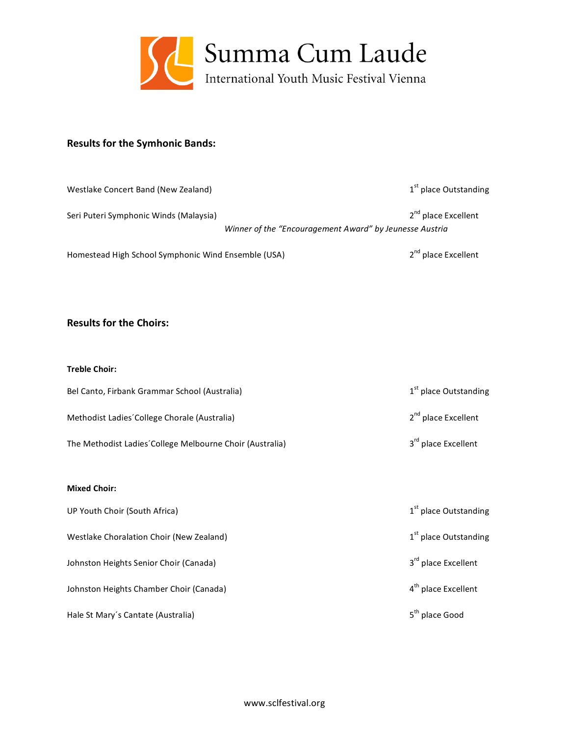Summa Cum Laude

International Youth Music Festival Vienna

## Results for the Symhonic Bands:

Westlake Concert Band (New Zealand) — 1st place Outstanding

Seri Puteri Symphonic Winds (Malaysia) — 2nd place Excellent

*Winner of the "Encouragement Award" by Jeunesse Austria*

Homestead High School Symphonic Wind Ensemble (USA) — 2nd place Excellent

## Results for the Choirs:

**Treble Choir:**

Bel Canto, Firbank Grammar School (Australia) — 1st place Outstanding

Methodist Ladies´College Chorale (Australia) — 2nd place Excellent

The Methodist Ladies´College Melbourne Choir (Australia) — 3rd place Excellent

**Mixed Choir:**

UP Youth Choir (South Africa) — 1st place Outstanding

Westlake Choralation Choir (New Zealand) — 1st place Outstanding

Johnston Heights Senior Choir (Canada) — 3rd place Excellent

Johnston Heights Chamber Choir (Canada) — 4th place Excellent

Hale St Mary´s Cantate (Australia) — 5th place Good

www.sclfestival.org